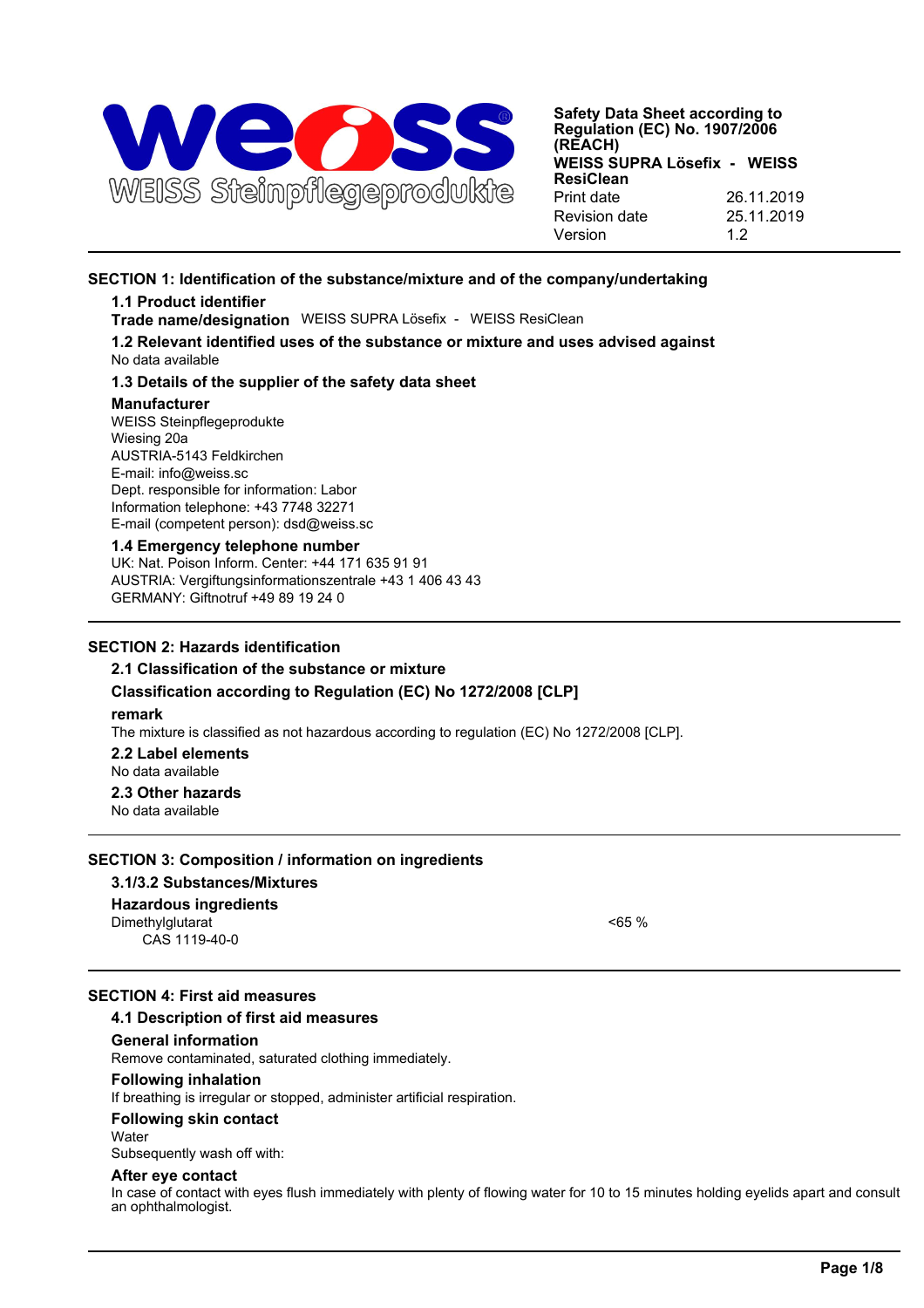Safety Data Sheet according to Regulation (EC) No. 1907/2006 (REACH)
**WEISS SUPRA Lösefix - WEISS ResiClean**

| | |
|---|---|
| Print date | 26.11.2019 |
| Revision date | 25.11.2019 |
| Version | 1.2 |

## SECTION 1: Identification of the substance/mixture and of the company/undertaking

### 1.1 Product identifier

**Trade name/designation** WEISS SUPRA Lösefix - WEISS ResiClean

### 1.2 Relevant identified uses of the substance or mixture and uses advised against

No data available

### 1.3 Details of the supplier of the safety data sheet

**Manufacturer**

WEISS Steinpflegeprodukte
Wiesing 20a
AUSTRIA-5143 Feldkirchen
E-mail: info@weiss.sc
Dept. responsible for information: Labor
Information telephone: +43 7748 32271
E-mail (competent person): dsd@weiss.sc

### 1.4 Emergency telephone number

UK: Nat. Poison Inform. Center: +44 171 635 91 91
AUSTRIA: Vergiftungsinformationszentrale +43 1 406 43 43
GERMANY: Giftnotruf +49 89 19 24 0

## SECTION 2: Hazards identification

### 2.1 Classification of the substance or mixture

**Classification according to Regulation (EC) No 1272/2008 [CLP]**

**remark**

The mixture is classified as not hazardous according to regulation (EC) No 1272/2008 [CLP].

### 2.2 Label elements

No data available

### 2.3 Other hazards

No data available

## SECTION 3: Composition / information on ingredients

### 3.1/3.2 Substances/Mixtures

**Hazardous ingredients**

| | |
|---|---|
| Dimethylglutarat<br>CAS 1119-40-0 | <65 % |

## SECTION 4: First aid measures

### 4.1 Description of first aid measures

**General information**

Remove contaminated, saturated clothing immediately.

**Following inhalation**

If breathing is irregular or stopped, administer artificial respiration.

**Following skin contact**

Water
Subsequently wash off with:

**After eye contact**

In case of contact with eyes flush immediately with plenty of flowing water for 10 to 15 minutes holding eyelids apart and consult an ophthalmologist.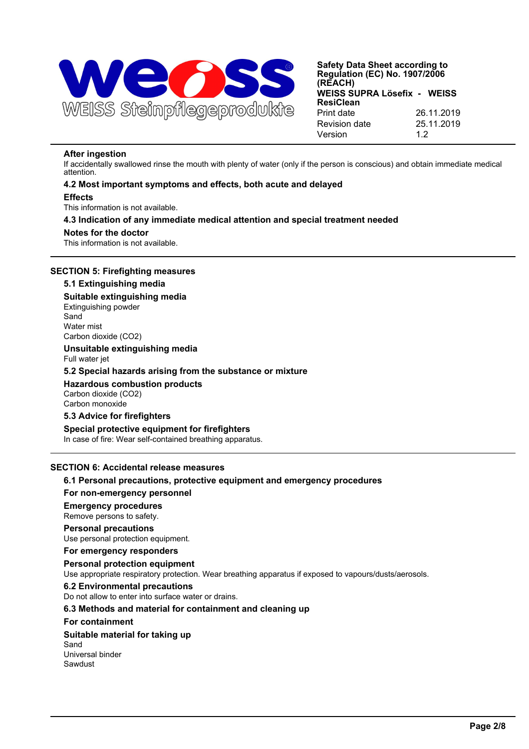### After ingestion

If accidentally swallowed rinse the mouth with plenty of water (only if the person is conscious) and obtain immediate medical attention.

### 4.2 Most important symptoms and effects, both acute and delayed

**Effects**

This information is not available.

### 4.3 Indication of any immediate medical attention and special treatment needed

**Notes for the doctor**

This information is not available.

## SECTION 5: Firefighting measures

### 5.1 Extinguishing media

**Suitable extinguishing media**

Extinguishing powder
Sand
Water mist
Carbon dioxide ($CO_2$)

**Unsuitable extinguishing media**

Full water jet

### 5.2 Special hazards arising from the substance or mixture

**Hazardous combustion products**

Carbon dioxide ($CO_2$)
Carbon monoxide

### 5.3 Advice for firefighters

**Special protective equipment for firefighters**

In case of fire: Wear self-contained breathing apparatus.

## SECTION 6: Accidental release measures

### 6.1 Personal precautions, protective equipment and emergency procedures

**For non-emergency personnel**

**Emergency procedures**

Remove persons to safety.

**Personal precautions**

Use personal protection equipment.

**For emergency responders**

**Personal protection equipment**

Use appropriate respiratory protection. Wear breathing apparatus if exposed to vapours/dusts/aerosols.

### 6.2 Environmental precautions

Do not allow to enter into surface water or drains.

### 6.3 Methods and material for containment and cleaning up

**For containment**

**Suitable material for taking up**

Sand
Universal binder
Sawdust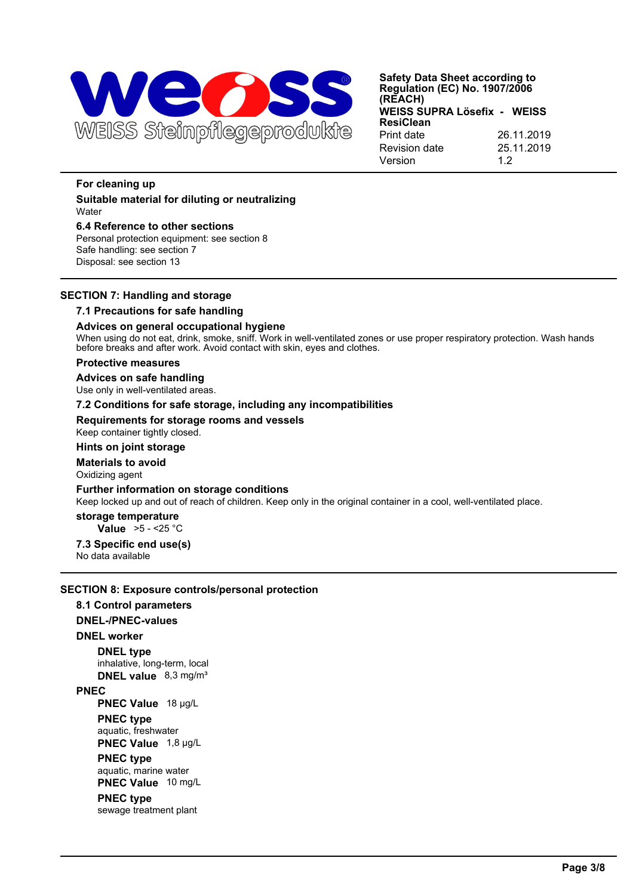**For cleaning up**

**Suitable material for diluting or neutralizing**

Water

### 6.4 Reference to other sections

Personal protection equipment: see section 8
Safe handling: see section 7
Disposal: see section 13

## SECTION 7: Handling and storage

### 7.1 Precautions for safe handling

**Advices on general occupational hygiene**

When using do not eat, drink, smoke, sniff. Work in well-ventilated zones or use proper respiratory protection. Wash hands before breaks and after work. Avoid contact with skin, eyes and clothes.

**Protective measures**

**Advices on safe handling**

Use only in well-ventilated areas.

### 7.2 Conditions for safe storage, including any incompatibilities

**Requirements for storage rooms and vessels**

Keep container tightly closed.

**Hints on joint storage**

**Materials to avoid**

Oxidizing agent

**Further information on storage conditions**

Keep locked up and out of reach of children. Keep only in the original container in a cool, well-ventilated place.

**storage temperature**

**Value** >5 - <25 °C

### 7.3 Specific end use(s)

No data available

## SECTION 8: Exposure controls/personal protection

### 8.1 Control parameters

**DNEL-/PNEC-values**

**DNEL worker**

**DNEL type**
inhalative, long-term, local
**DNEL value** 8,3 mg/m³

**PNEC**

**PNEC Value** 18 µg/L

**PNEC type**
aquatic, freshwater
**PNEC Value** 1,8 µg/L

**PNEC type**
aquatic, marine water
**PNEC Value** 10 mg/L

**PNEC type**
sewage treatment plant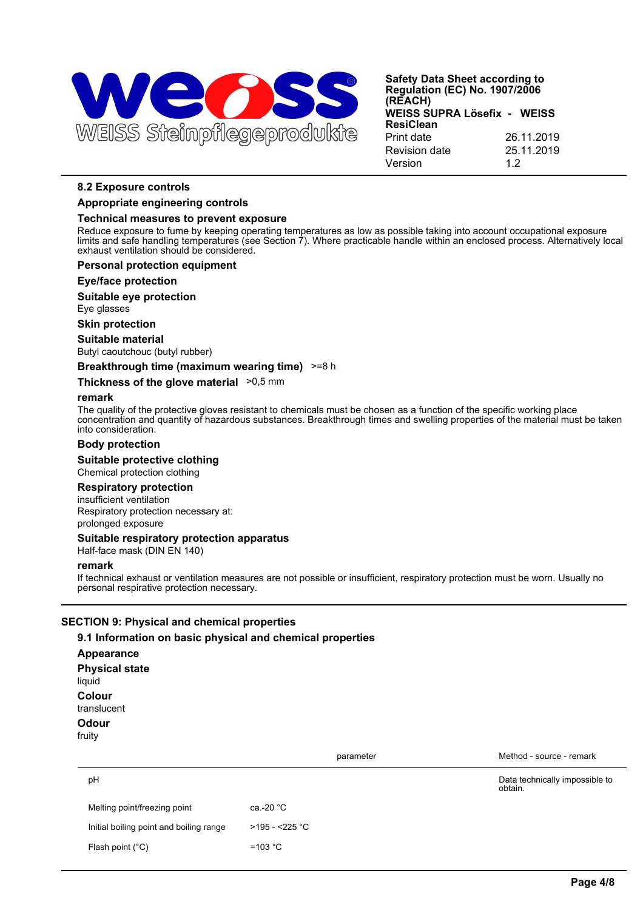### 8.2 Exposure controls

#### Appropriate engineering controls

#### Technical measures to prevent exposure

Reduce exposure to fume by keeping operating temperatures as low as possible taking into account occupational exposure limits and safe handling temperatures (see Section 7). Where practicable handle within an enclosed process. Alternatively local exhaust ventilation should be considered.

#### Personal protection equipment

#### Eye/face protection

**Suitable eye protection**

Eye glasses

#### Skin protection

**Suitable material**

Butyl caoutchouc (butyl rubber)

**Breakthrough time (maximum wearing time)** >=8 h

**Thickness of the glove material** >0,5 mm

**remark**

The quality of the protective gloves resistant to chemicals must be chosen as a function of the specific working place concentration and quantity of hazardous substances. Breakthrough times and swelling properties of the material must be taken into consideration.

#### Body protection

**Suitable protective clothing**

Chemical protection clothing

#### Respiratory protection

insufficient ventilation

Respiratory protection necessary at:

prolonged exposure

**Suitable respiratory protection apparatus**

Half-face mask (DIN EN 140)

**remark**

If technical exhaust or ventilation measures are not possible or insufficient, respiratory protection must be worn. Usually no personal respirative protection necessary.

## SECTION 9: Physical and chemical properties

### 9.1 Information on basic physical and chemical properties

#### Appearance

**Physical state**

liquid

**Colour**

translucent

**Odour**

fruity

| | parameter | Method - source - remark |
|---|---|---|
| pH | | Data technically impossible to obtain. |
| Melting point/freezing point | ca.-20 °C | |
| Initial boiling point and boiling range | >195 - <225 °C | |
| Flash point (°C) | =103 °C | |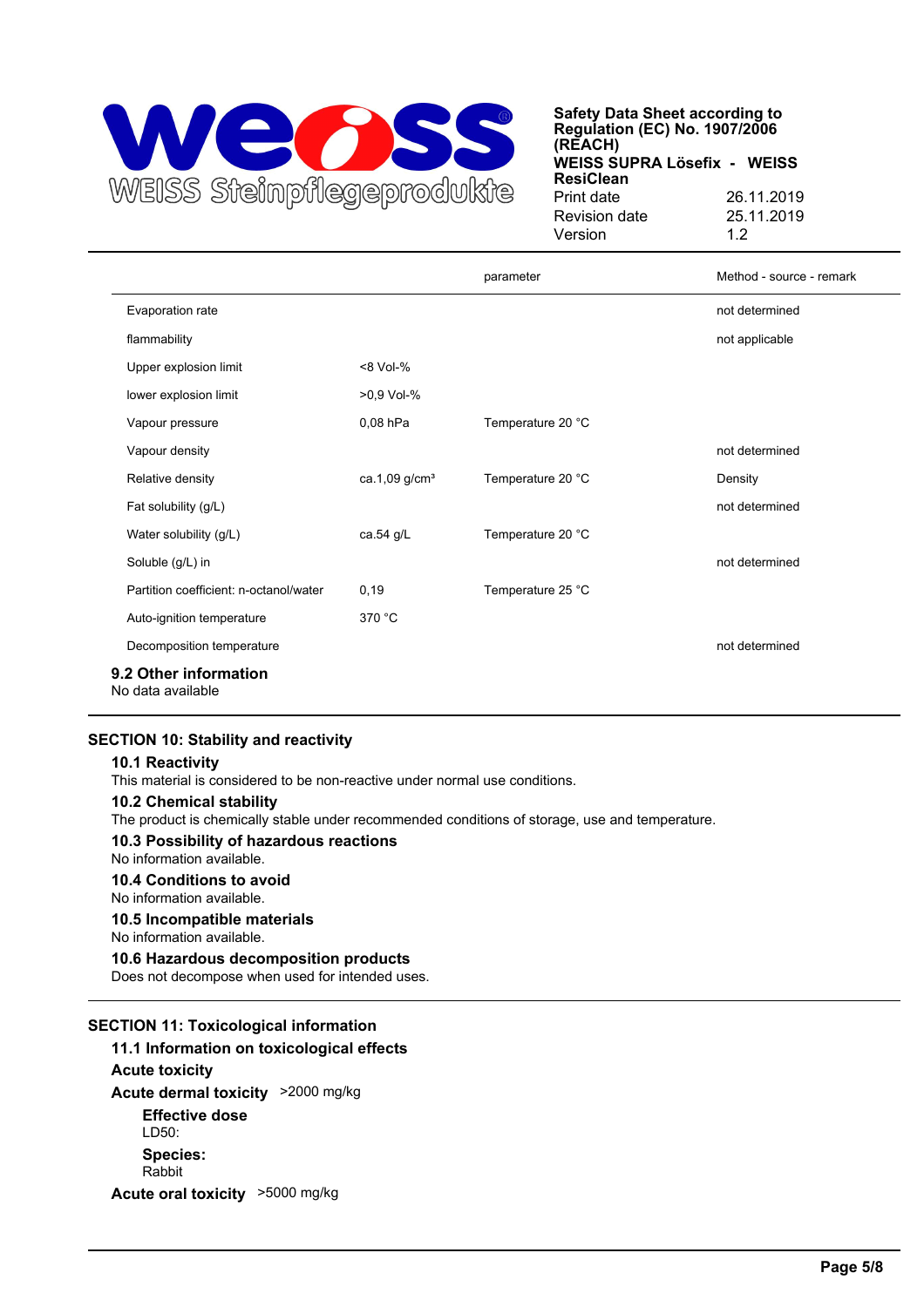| | | parameter | Method - source - remark |
|---|---|---|---|
| Evaporation rate | | | not determined |
| flammability | | | not applicable |
| Upper explosion limit | <8 Vol-% | | |
| lower explosion limit | >0,9 Vol-% | | |
| Vapour pressure | 0,08 hPa | Temperature 20 °C | |
| Vapour density | | | not determined |
| Relative density | ca.1,09 g/cm³ | Temperature 20 °C | Density |
| Fat solubility (g/L) | | | not determined |
| Water solubility (g/L) | ca.54 g/L | Temperature 20 °C | |
| Soluble (g/L) in | | | not determined |
| Partition coefficient: n-octanol/water | 0,19 | Temperature 25 °C | |
| Auto-ignition temperature | 370 °C | | |
| Decomposition temperature | | | not determined |

### 9.2 Other information

No data available

## SECTION 10: Stability and reactivity

### 10.1 Reactivity

This material is considered to be non-reactive under normal use conditions.

### 10.2 Chemical stability

The product is chemically stable under recommended conditions of storage, use and temperature.

### 10.3 Possibility of hazardous reactions

No information available.

### 10.4 Conditions to avoid

No information available.

### 10.5 Incompatible materials

No information available.

### 10.6 Hazardous decomposition products

Does not decompose when used for intended uses.

## SECTION 11: Toxicological information

### 11.1 Information on toxicological effects

**Acute toxicity**

**Acute dermal toxicity** >2000 mg/kg

**Effective dose**
LD50:

**Species:**
Rabbit

**Acute oral toxicity** >5000 mg/kg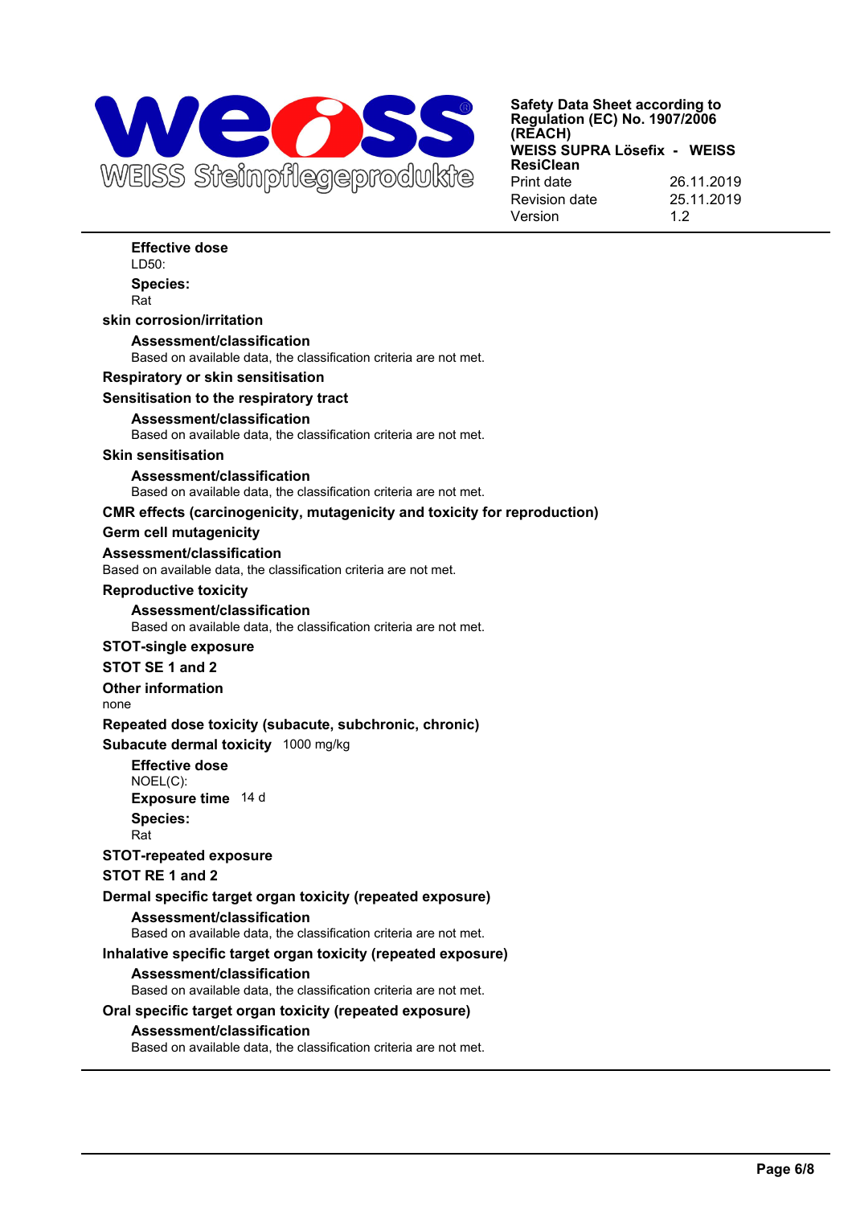**Effective dose**
LD50:
**Species:**
Rat

**skin corrosion/irritation**

**Assessment/classification**
Based on available data, the classification criteria are not met.

**Respiratory or skin sensitisation**

**Sensitisation to the respiratory tract**

**Assessment/classification**
Based on available data, the classification criteria are not met.

**Skin sensitisation**

**Assessment/classification**
Based on available data, the classification criteria are not met.

**CMR effects (carcinogenicity, mutagenicity and toxicity for reproduction)**

**Germ cell mutagenicity**

**Assessment/classification**
Based on available data, the classification criteria are not met.

**Reproductive toxicity**

**Assessment/classification**
Based on available data, the classification criteria are not met.

**STOT-single exposure**

**STOT SE 1 and 2**

**Other information**
none

**Repeated dose toxicity (subacute, subchronic, chronic)**

**Subacute dermal toxicity** 1000 mg/kg

**Effective dose**
NOEL(C):
**Exposure time** 14 d
**Species:**
Rat

**STOT-repeated exposure**

**STOT RE 1 and 2**

**Dermal specific target organ toxicity (repeated exposure)**

**Assessment/classification**
Based on available data, the classification criteria are not met.

**Inhalative specific target organ toxicity (repeated exposure)**

**Assessment/classification**
Based on available data, the classification criteria are not met.

**Oral specific target organ toxicity (repeated exposure)**

**Assessment/classification**
Based on available data, the classification criteria are not met.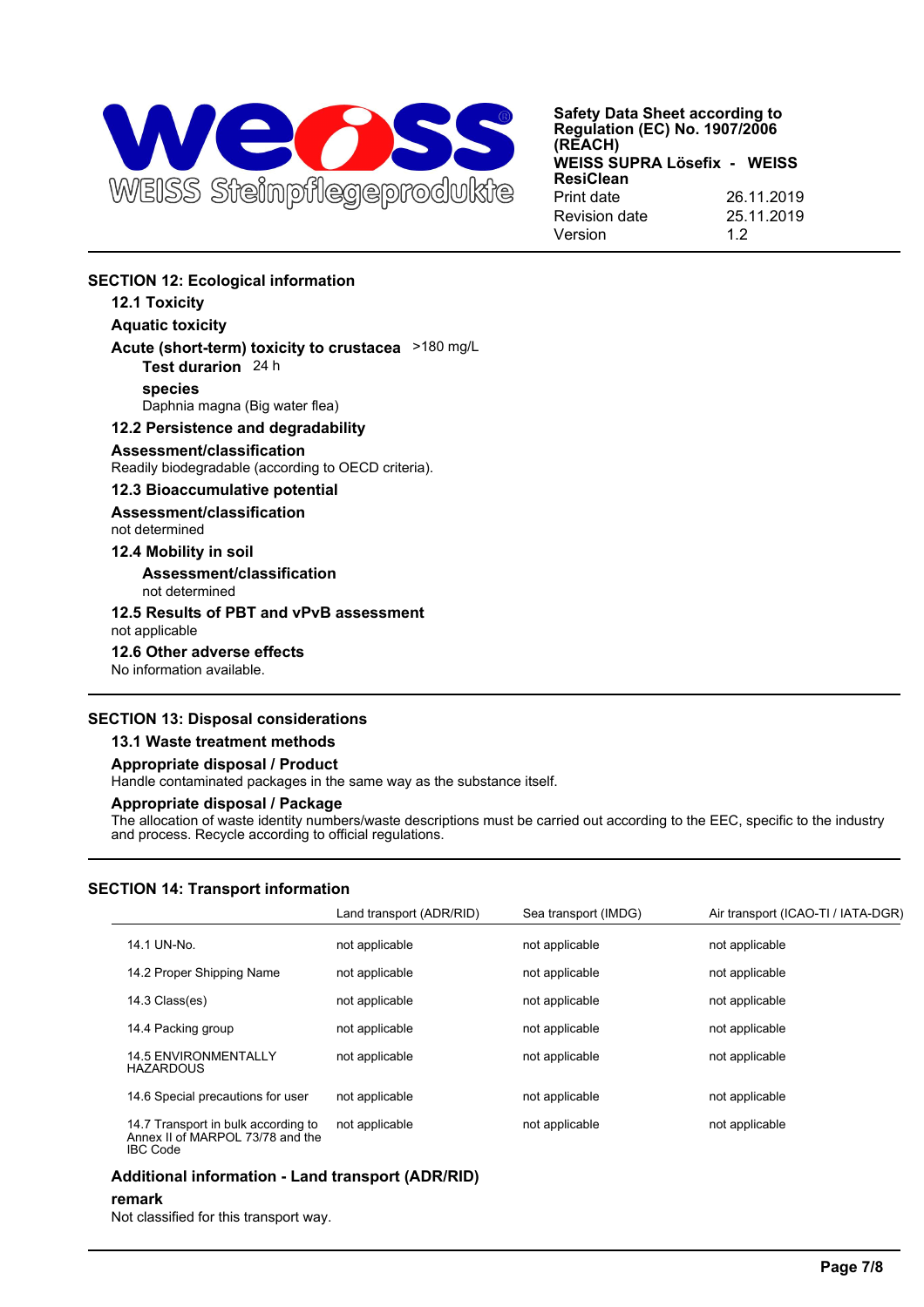## SECTION 12: Ecological information

### 12.1 Toxicity

**Aquatic toxicity**

**Acute (short-term) toxicity to crustacea** >180 mg/L

**Test duraration** 24 h

**species**

Daphnia magna (Big water flea)

### 12.2 Persistence and degradability

**Assessment/classification**

Readily biodegradable (according to OECD criteria).

### 12.3 Bioaccumulative potential

**Assessment/classification**

not determined

### 12.4 Mobility in soil

**Assessment/classification**

not determined

### 12.5 Results of PBT and vPvB assessment

not applicable

### 12.6 Other adverse effects

No information available.

## SECTION 13: Disposal considerations

### 13.1 Waste treatment methods

**Appropriate disposal / Product**

Handle contaminated packages in the same way as the substance itself.

**Appropriate disposal / Package**

The allocation of waste identity numbers/waste descriptions must be carried out according to the EEC, specific to the industry and process. Recycle according to official regulations.

## SECTION 14: Transport information

| | Land transport (ADR/RID) | Sea transport (IMDG) | Air transport (ICAO-TI / IATA-DGR) |
|---|---|---|---|
| 14.1 UN-No. | not applicable | not applicable | not applicable |
| 14.2 Proper Shipping Name | not applicable | not applicable | not applicable |
| 14.3 Class(es) | not applicable | not applicable | not applicable |
| 14.4 Packing group | not applicable | not applicable | not applicable |
| 14.5 ENVIRONMENTALLY HAZARDOUS | not applicable | not applicable | not applicable |
| 14.6 Special precautions for user | not applicable | not applicable | not applicable |
| 14.7 Transport in bulk according to Annex II of MARPOL 73/78 and the IBC Code | not applicable | not applicable | not applicable |

### Additional information - Land transport (ADR/RID)

**remark**

Not classified for this transport way.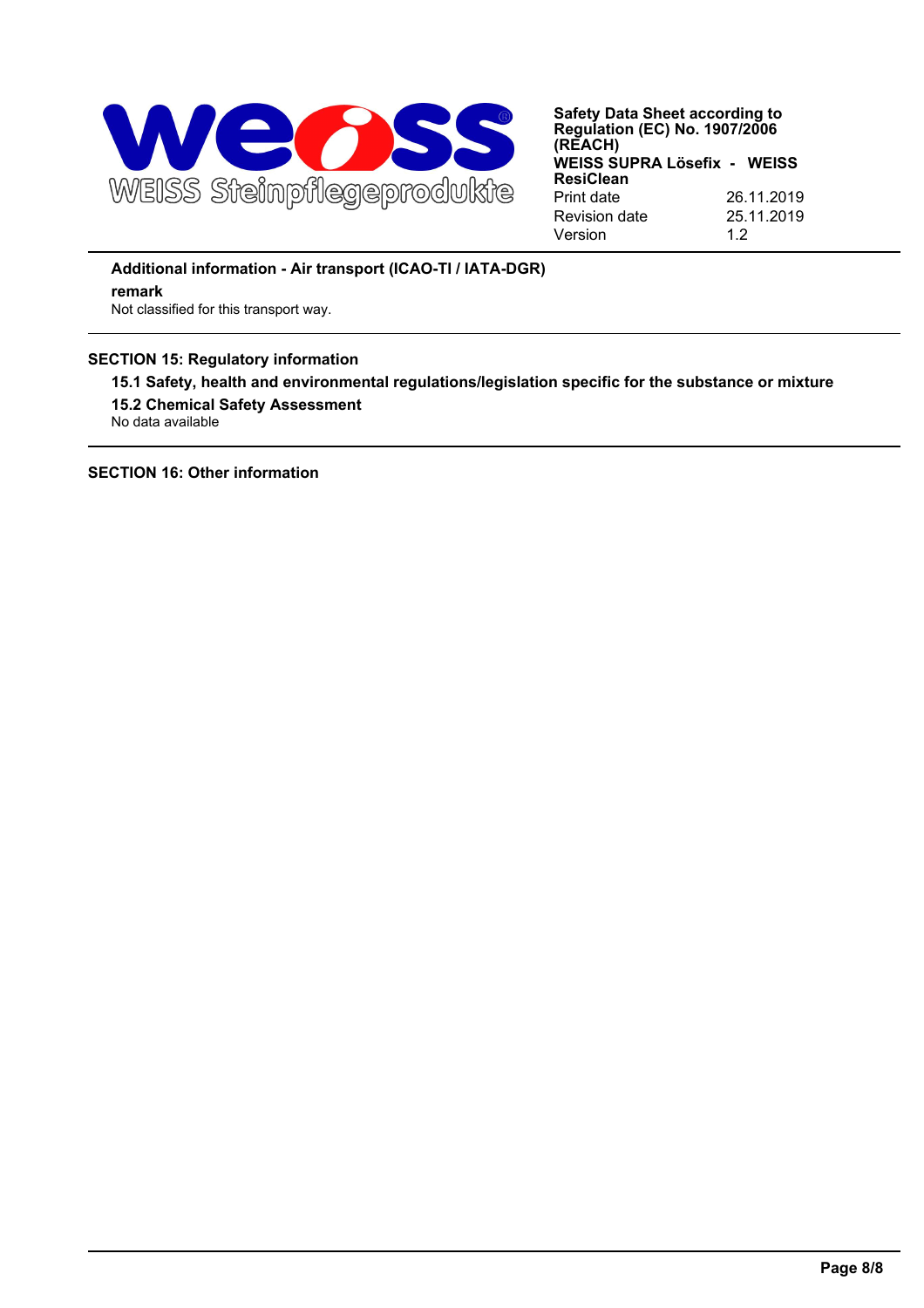**Additional information - Air transport (ICAO-TI / IATA-DGR)**

**remark**

Not classified for this transport way.

## SECTION 15: Regulatory information

### 15.1 Safety, health and environmental regulations/legislation specific for the substance or mixture

### 15.2 Chemical Safety Assessment

No data available

## SECTION 16: Other information